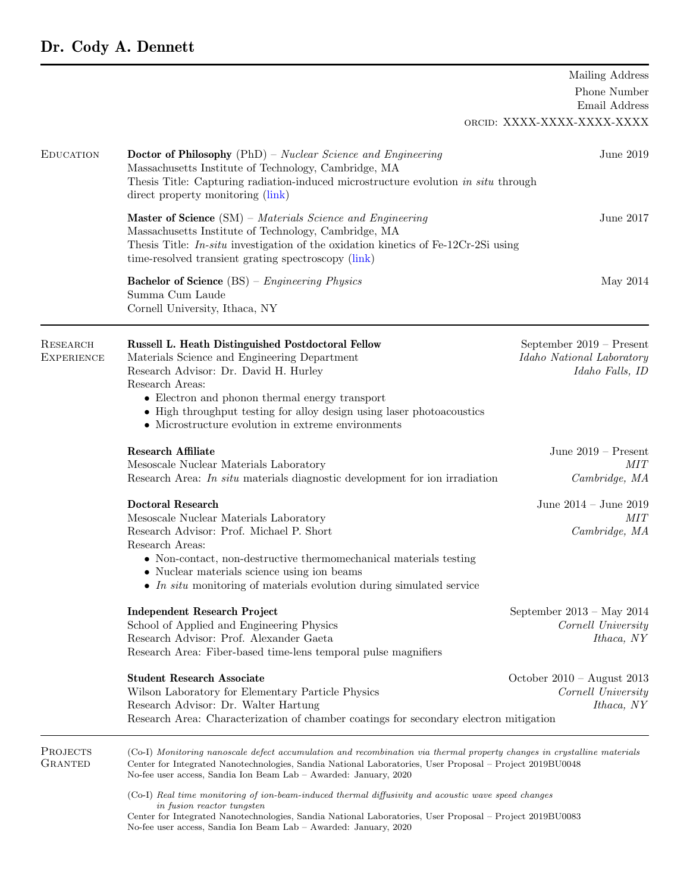# Dr. Cody A. Dennett

Mailing Address
Phone Number
Email Address
ORCID: XXXX-XXXX-XXXX-XXXX

## Education

**Doctor of Philosophy** (PhD) – *Nuclear Science and Engineering* — June 2019
Massachusetts Institute of Technology, Cambridge, MA
Thesis Title: Capturing radiation-induced microstructure evolution *in situ* through direct property monitoring (link)

**Master of Science** (SM) – *Materials Science and Engineering* — June 2017
Massachusetts Institute of Technology, Cambridge, MA
Thesis Title: *In-situ* investigation of the oxidation kinetics of Fe-12Cr-2Si using time-resolved transient grating spectroscopy (link)

**Bachelor of Science** (BS) – *Engineering Physics* — May 2014
Summa Cum Laude
Cornell University, Ithaca, NY

## Research Experience

**Russell L. Heath Distinguished Postdoctoral Fellow** — September 2019 – Present
Materials Science and Engineering Department — *Idaho National Laboratory*
Research Advisor: Dr. David H. Hurley — *Idaho Falls, ID*
Research Areas:
- Electron and phonon thermal energy transport
- High throughput testing for alloy design using laser photoacoustics
- Microstructure evolution in extreme environments

**Research Affiliate** — June 2019 – Present
Mesoscale Nuclear Materials Laboratory — *MIT*
Research Area: *In situ* materials diagnostic development for ion irradiation — *Cambridge, MA*

**Doctoral Research** — June 2014 – June 2019
Mesoscale Nuclear Materials Laboratory — *MIT*
Research Advisor: Prof. Michael P. Short — *Cambridge, MA*
Research Areas:
- Non-contact, non-destructive thermomechanical materials testing
- Nuclear materials science using ion beams
- *In situ* monitoring of materials evolution during simulated service

**Independent Research Project** — September 2013 – May 2014
School of Applied and Engineering Physics — *Cornell University*
Research Advisor: Prof. Alexander Gaeta — *Ithaca, NY*
Research Area: Fiber-based time-lens temporal pulse magnifiers

**Student Research Associate** — October 2010 – August 2013
Wilson Laboratory for Elementary Particle Physics — *Cornell University*
Research Advisor: Dr. Walter Hartung — *Ithaca, NY*
Research Area: Characterization of chamber coatings for secondary electron mitigation

## Projects Granted

(Co-I) *Monitoring nanoscale defect accumulation and recombination via thermal property changes in crystalline materials*
Center for Integrated Nanotechnologies, Sandia National Laboratories, User Proposal – Project 2019BU0048
No-fee user access, Sandia Ion Beam Lab – Awarded: January, 2020

(Co-I) *Real time monitoring of ion-beam-induced thermal diffusivity and acoustic wave speed changes in fusion reactor tungsten*
Center for Integrated Nanotechnologies, Sandia National Laboratories, User Proposal – Project 2019BU0083
No-fee user access, Sandia Ion Beam Lab – Awarded: January, 2020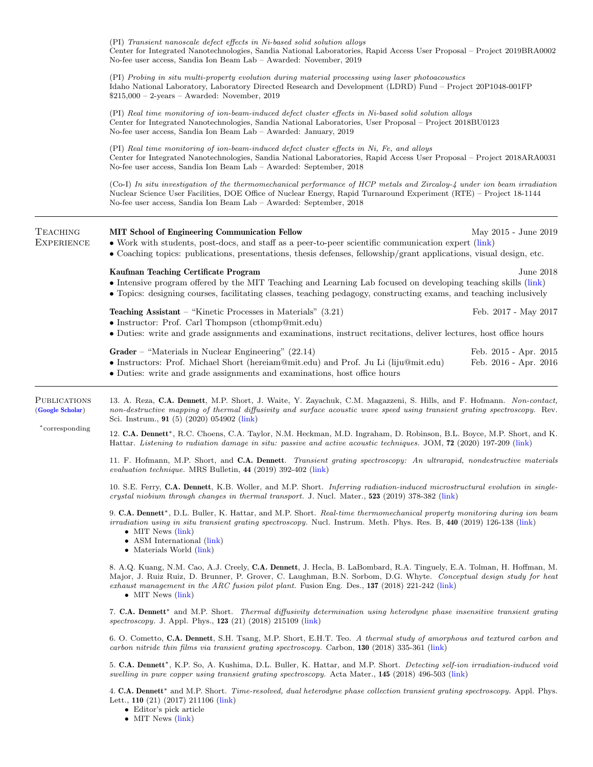(PI) *Transient nanoscale defect effects in Ni-based solid solution alloys*
Center for Integrated Nanotechnologies, Sandia National Laboratories, Rapid Access User Proposal – Project 2019BRA0002
No-fee user access, Sandia Ion Beam Lab – Awarded: November, 2019

(PI) *Probing in situ multi-property evolution during material processing using laser photoacoustics*
Idaho National Laboratory, Laboratory Directed Research and Development (LDRD) Fund – Project 20P1048-001FP
$215,000 – 2-years – Awarded: November, 2019

(PI) *Real time monitoring of ion-beam-induced defect cluster effects in Ni-based solid solution alloys*
Center for Integrated Nanotechnologies, Sandia National Laboratories, User Proposal – Project 2018BU0123
No-fee user access, Sandia Ion Beam Lab – Awarded: January, 2019

(PI) *Real time monitoring of ion-beam-induced defect cluster effects in Ni, Fe, and alloys*
Center for Integrated Nanotechnologies, Sandia National Laboratories, Rapid Access User Proposal – Project 2018ARA0031
No-fee user access, Sandia Ion Beam Lab – Awarded: September, 2018

(Co-I) *In situ investigation of the thermomechanical performance of HCP metals and Zircaloy-4 under ion beam irradiation*
Nuclear Science User Facilities, DOE Office of Nuclear Energy, Rapid Turnaround Experiment (RTE) – Project 18-1144
No-fee user access, Sandia Ion Beam Lab – Awarded: September, 2018

## Teaching Experience

**MIT School of Engineering Communication Fellow** May 2015 - June 2019
- Work with students, post-docs, and staff as a peer-to-peer scientific communication expert (link)
- Coaching topics: publications, presentations, thesis defenses, fellowship/grant applications, visual design, etc.

**Kaufman Teaching Certificate Program** June 2018
- Intensive program offered by the MIT Teaching and Learning Lab focused on developing teaching skills (link)
- Topics: designing courses, facilitating classes, teaching pedagogy, constructing exams, and teaching inclusively

**Teaching Assistant** – "Kinetic Processes in Materials" (3.21) Feb. 2017 - May 2017
- Instructor: Prof. Carl Thompson (cthomp@mit.edu)
- Duties: write and grade assignments and examinations, instruct recitations, deliver lectures, host office hours

**Grader** – "Materials in Nuclear Engineering" (22.14) Feb. 2015 - Apr. 2015, Feb. 2016 - Apr. 2016
- Instructors: Prof. Michael Short (hereiam@mit.edu) and Prof. Ju Li (liju@mit.edu)
- Duties: write and grade assignments and examinations, host office hours

## Publications

(Google Scholar)

*corresponding

13. A. Reza, **C.A. Dennett**, M.P. Short, J. Waite, Y. Zayachuk, C.M. Magazzeni, S. Hills, and F. Hofmann. *Non-contact, non-destructive mapping of thermal diffusivity and surface acoustic wave speed using transient grating spectroscopy.* Rev. Sci. Instrum., **91** (5) (2020) 054902 (link)

12. **C.A. Dennett***, R.C. Choens, C.A. Taylor, N.M. Heckman, M.D. Ingraham, D. Robinson, B.L. Boyce, M.P. Short, and K. Hattar. *Listening to radiation damage in situ: passive and active acoustic techniques.* JOM, **72** (2020) 197-209 (link)

11. F. Hofmann, M.P. Short, and **C.A. Dennett**. *Transient grating spectroscopy: An ultrarapid, nondestructive materials evaluation technique.* MRS Bulletin, **44** (2019) 392-402 (link)

10. S.E. Ferry, **C.A. Dennett**, K.B. Woller, and M.P. Short. *Inferring radiation-induced microstructural evolution in single-crystal niobium through changes in thermal transport.* J. Nucl. Mater., **523** (2019) 378-382 (link)

9. **C.A. Dennett***, D.L. Buller, K. Hattar, and M.P. Short. *Real-time thermomechanical property monitoring during ion beam irradiation using in situ transient grating spectroscopy.* Nucl. Instrum. Meth. Phys. Res. B, **440** (2019) 126-138 (link)
   - MIT News (link)
   - ASM International (link)
   - Materials World (link)

8. A.Q. Kuang, N.M. Cao, A.J. Creely, **C.A. Dennett**, J. Hecla, B. LaBombard, R.A. Tinguely, E.A. Tolman, H. Hoffman, M. Major, J. Ruiz Ruiz, D. Brunner, P. Grover, C. Laughman, B.N. Sorbom, D.G. Whyte. *Conceptual design study for heat exhaust management in the ARC fusion pilot plant.* Fusion Eng. Des., **137** (2018) 221-242 (link)
   - MIT News (link)

7. **C.A. Dennett*** and M.P. Short. *Thermal diffusivity determination using heterodyne phase insensitive transient grating spectroscopy.* J. Appl. Phys., **123** (21) (2018) 215109 (link)

6. O. Cometto, **C.A. Dennett**, S.H. Tsang, M.P. Short, E.H.T. Teo. *A thermal study of amorphous and textured carbon and carbon nitride thin films via transient grating spectroscopy.* Carbon, **130** (2018) 335-361 (link)

5. **C.A. Dennett***, K.P. So, A. Kushima, D.L. Buller, K. Hattar, and M.P. Short. *Detecting self-ion irradiation-induced void swelling in pure copper using transient grating spectroscopy.* Acta Mater., **145** (2018) 496-503 (link)

4. **C.A. Dennett*** and M.P. Short. *Time-resolved, dual heterodyne phase collection transient grating spectroscopy.* Appl. Phys. Lett., **110** (21) (2017) 211106 (link)
   - Editor's pick article
   - MIT News (link)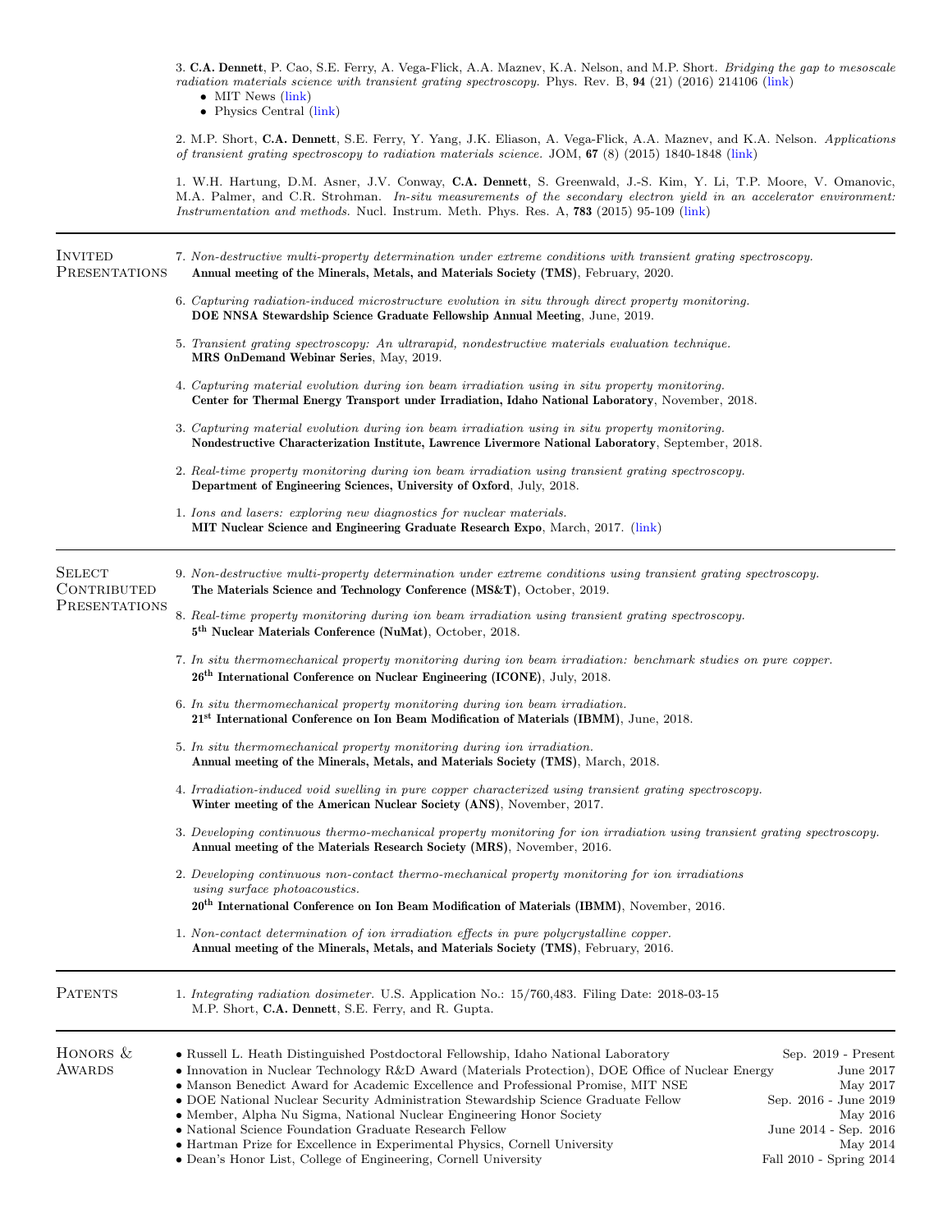3. **C.A. Dennett**, P. Cao, S.E. Ferry, A. Vega-Flick, A.A. Maznev, K.A. Nelson, and M.P. Short. *Bridging the gap to mesoscale radiation materials science with transient grating spectroscopy.* Phys. Rev. B, **94** (21) (2016) 214106 (link)
   - MIT News (link)
   - Physics Central (link)

2. M.P. Short, **C.A. Dennett**, S.E. Ferry, Y. Yang, J.K. Eliason, A. Vega-Flick, A.A. Maznev, and K.A. Nelson. *Applications of transient grating spectroscopy to radiation materials science.* JOM, **67** (8) (2015) 1840-1848 (link)

1. W.H. Hartung, D.M. Asner, J.V. Conway, **C.A. Dennett**, S. Greenwald, J.-S. Kim, Y. Li, T.P. Moore, V. Omanovic, M.A. Palmer, and C.R. Strohman. *In-situ measurements of the secondary electron yield in an accelerator environment: Instrumentation and methods.* Nucl. Instrum. Meth. Phys. Res. A, **783** (2015) 95-109 (link)

## Invited Presentations

7. *Non-destructive multi-property determination under extreme conditions with transient grating spectroscopy.*
   **Annual meeting of the Minerals, Metals, and Materials Society (TMS)**, February, 2020.

6. *Capturing radiation-induced microstructure evolution in situ through direct property monitoring.*
   **DOE NNSA Stewardship Science Graduate Fellowship Annual Meeting**, June, 2019.

5. *Transient grating spectroscopy: An ultrarapid, nondestructive materials evaluation technique.*
   **MRS OnDemand Webinar Series**, May, 2019.

4. *Capturing material evolution during ion beam irradiation using in situ property monitoring.*
   **Center for Thermal Energy Transport under Irradiation, Idaho National Laboratory**, November, 2018.

3. *Capturing material evolution during ion beam irradiation using in situ property monitoring.*
   **Nondestructive Characterization Institute, Lawrence Livermore National Laboratory**, September, 2018.

2. *Real-time property monitoring during ion beam irradiation using transient grating spectroscopy.*
   **Department of Engineering Sciences, University of Oxford**, July, 2018.

1. *Ions and lasers: exploring new diagnostics for nuclear materials.*
   **MIT Nuclear Science and Engineering Graduate Research Expo**, March, 2017. (link)

## Select Contributed Presentations

9. *Non-destructive multi-property determination under extreme conditions using transient grating spectroscopy.*
   **The Materials Science and Technology Conference (MS&T)**, October, 2019.

8. *Real-time property monitoring during ion beam irradiation using transient grating spectroscopy.*
   **5th Nuclear Materials Conference (NuMat)**, October, 2018.

7. *In situ thermomechanical property monitoring during ion beam irradiation: benchmark studies on pure copper.*
   **26th International Conference on Nuclear Engineering (ICONE)**, July, 2018.

6. *In situ thermomechanical property monitoring during ion beam irradiation.*
   **21st International Conference on Ion Beam Modification of Materials (IBMM)**, June, 2018.

5. *In situ thermomechanical property monitoring during ion irradiation.*
   **Annual meeting of the Minerals, Metals, and Materials Society (TMS)**, March, 2018.

4. *Irradiation-induced void swelling in pure copper characterized using transient grating spectroscopy.*
   **Winter meeting of the American Nuclear Society (ANS)**, November, 2017.

3. *Developing continuous thermo-mechanical property monitoring for ion irradiation using transient grating spectroscopy.*
   **Annual meeting of the Materials Research Society (MRS)**, November, 2016.

2. *Developing continuous non-contact thermo-mechanical property monitoring for ion irradiations using surface photoacoustics.*
   **20th International Conference on Ion Beam Modification of Materials (IBMM)**, November, 2016.

1. *Non-contact determination of ion irradiation effects in pure polycrystalline copper.*
   **Annual meeting of the Minerals, Metals, and Materials Society (TMS)**, February, 2016.

## Patents

1. *Integrating radiation dosimeter.* U.S. Application No.: 15/760,483. Filing Date: 2018-03-15
   M.P. Short, **C.A. Dennett**, S.E. Ferry, and R. Gupta.

## Honors & Awards

- Russell L. Heath Distinguished Postdoctoral Fellowship, Idaho National Laboratory — Sep. 2019 - Present
- Innovation in Nuclear Technology R&D Award (Materials Protection), DOE Office of Nuclear Energy — June 2017
- Manson Benedict Award for Academic Excellence and Professional Promise, MIT NSE — May 2017
- DOE National Nuclear Security Administration Stewardship Science Graduate Fellow — Sep. 2016 - June 2019
- Member, Alpha Nu Sigma, National Nuclear Engineering Honor Society — May 2016
- National Science Foundation Graduate Research Fellow — June 2014 - Sep. 2016
- Hartman Prize for Excellence in Experimental Physics, Cornell University — May 2014
- Dean's Honor List, College of Engineering, Cornell University — Fall 2010 - Spring 2014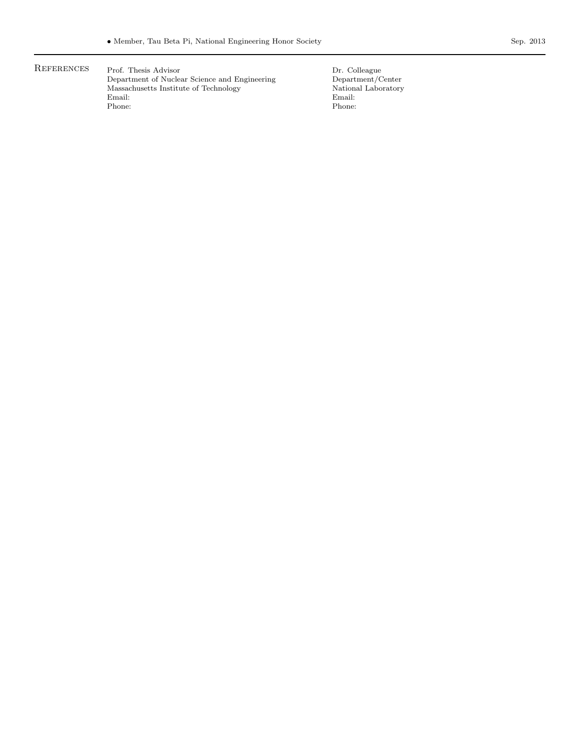- Member, Tau Beta Pi, National Engineering Honor Society — Sep. 2013

## References

Prof. Thesis Advisor
Department of Nuclear Science and Engineering
Massachusetts Institute of Technology
Email:
Phone:

Dr. Colleague
Department/Center
National Laboratory
Email:
Phone: